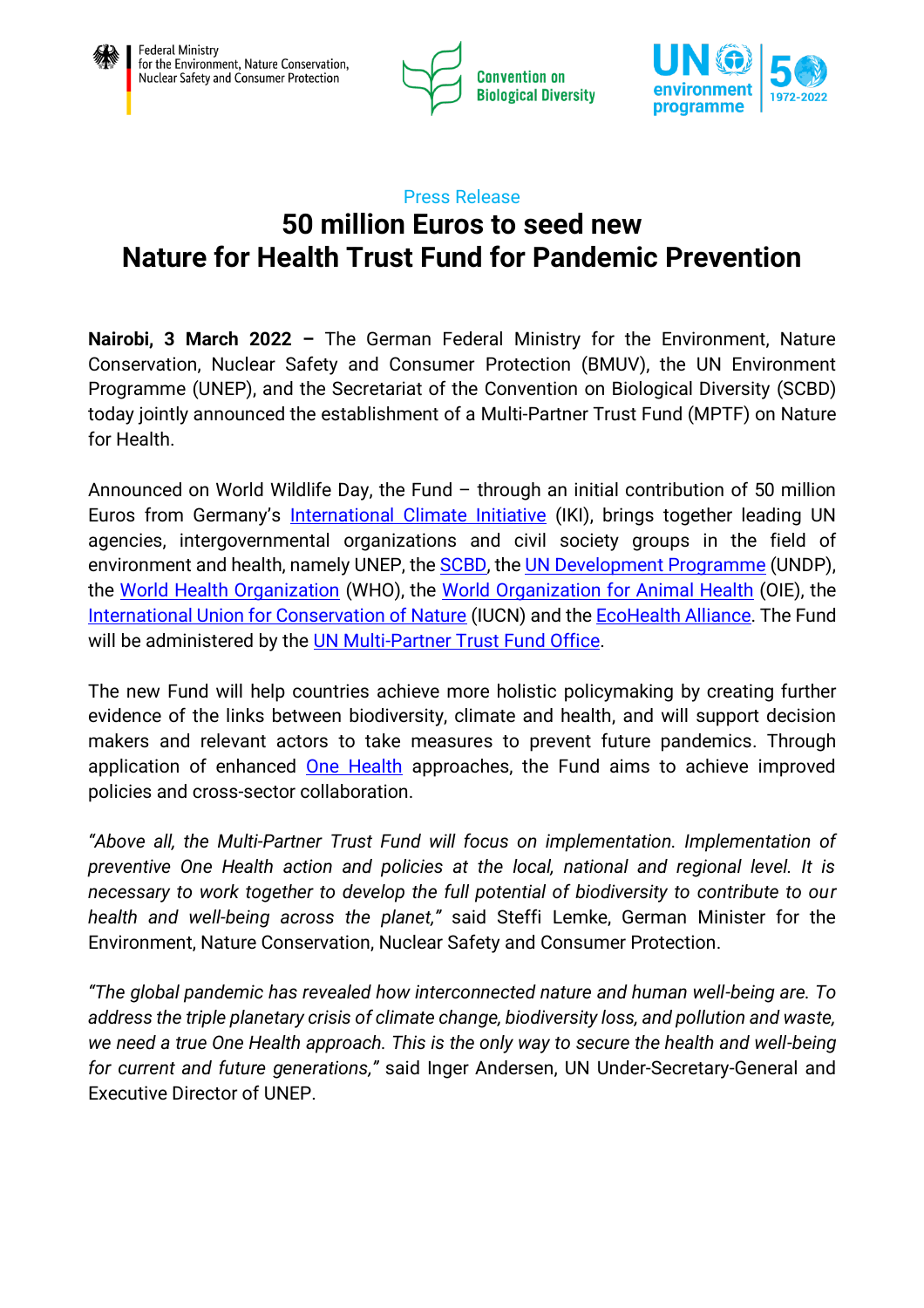Federal Ministry for the Environment, Nature Conservation, Nuclear Safety and Consumer Protection

Convention on Biological Diversity

UN environment programme 50 1972-2022

Press Release

# 50 million Euros to seed new Nature for Health Trust Fund for Pandemic Prevention

**Nairobi, 3 March 2022 –** The German Federal Ministry for the Environment, Nature Conservation, Nuclear Safety and Consumer Protection (BMUV), the UN Environment Programme (UNEP), and the Secretariat of the Convention on Biological Diversity (SCBD) today jointly announced the establishment of a Multi-Partner Trust Fund (MPTF) on Nature for Health.

Announced on World Wildlife Day, the Fund – through an initial contribution of 50 million Euros from Germany's International Climate Initiative (IKI), brings together leading UN agencies, intergovernmental organizations and civil society groups in the field of environment and health, namely UNEP, the SCBD, the UN Development Programme (UNDP), the World Health Organization (WHO), the World Organization for Animal Health (OIE), the International Union for Conservation of Nature (IUCN) and the EcoHealth Alliance. The Fund will be administered by the UN Multi-Partner Trust Fund Office.

The new Fund will help countries achieve more holistic policymaking by creating further evidence of the links between biodiversity, climate and health, and will support decision makers and relevant actors to take measures to prevent future pandemics. Through application of enhanced One Health approaches, the Fund aims to achieve improved policies and cross-sector collaboration.

*"Above all, the Multi-Partner Trust Fund will focus on implementation. Implementation of preventive One Health action and policies at the local, national and regional level. It is necessary to work together to develop the full potential of biodiversity to contribute to our health and well-being across the planet,"* said Steffi Lemke, German Minister for the Environment, Nature Conservation, Nuclear Safety and Consumer Protection.

*"The global pandemic has revealed how interconnected nature and human well-being are. To address the triple planetary crisis of climate change, biodiversity loss, and pollution and waste, we need a true One Health approach. This is the only way to secure the health and well-being for current and future generations,"* said Inger Andersen, UN Under-Secretary-General and Executive Director of UNEP.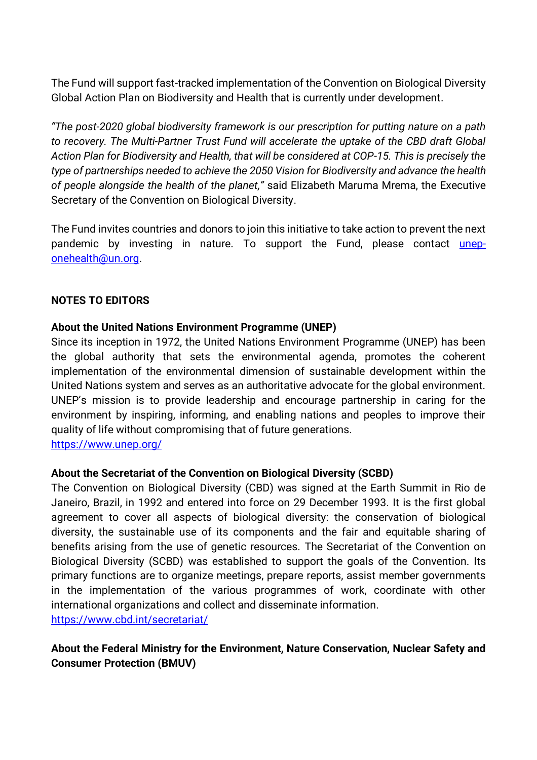The Fund will support fast-tracked implementation of the Convention on Biological Diversity Global Action Plan on Biodiversity and Health that is currently under development.

*"The post-2020 global biodiversity framework is our prescription for putting nature on a path to recovery. The Multi-Partner Trust Fund will accelerate the uptake of the CBD draft Global Action Plan for Biodiversity and Health, that will be considered at COP-15. This is precisely the type of partnerships needed to achieve the 2050 Vision for Biodiversity and advance the health of people alongside the health of the planet,"* said Elizabeth Maruma Mrema, the Executive Secretary of the Convention on Biological Diversity.

The Fund invites countries and donors to join this initiative to take action to prevent the next pandemic by investing in nature. To support the Fund, please contact [unep-onehealth@un.org](mailto:unep-onehealth@un.org).

**NOTES TO EDITORS**

**About the United Nations Environment Programme (UNEP)**

Since its inception in 1972, the United Nations Environment Programme (UNEP) has been the global authority that sets the environmental agenda, promotes the coherent implementation of the environmental dimension of sustainable development within the United Nations system and serves as an authoritative advocate for the global environment. UNEP's mission is to provide leadership and encourage partnership in caring for the environment by inspiring, informing, and enabling nations and peoples to improve their quality of life without compromising that of future generations.
[https://www.unep.org/](https://www.unep.org/)

**About the Secretariat of the Convention on Biological Diversity (SCBD)**

The Convention on Biological Diversity (CBD) was signed at the Earth Summit in Rio de Janeiro, Brazil, in 1992 and entered into force on 29 December 1993. It is the first global agreement to cover all aspects of biological diversity: the conservation of biological diversity, the sustainable use of its components and the fair and equitable sharing of benefits arising from the use of genetic resources. The Secretariat of the Convention on Biological Diversity (SCBD) was established to support the goals of the Convention. Its primary functions are to organize meetings, prepare reports, assist member governments in the implementation of the various programmes of work, coordinate with other international organizations and collect and disseminate information.
[https://www.cbd.int/secretariat/](https://www.cbd.int/secretariat/)

**About the Federal Ministry for the Environment, Nature Conservation, Nuclear Safety and Consumer Protection (BMUV)**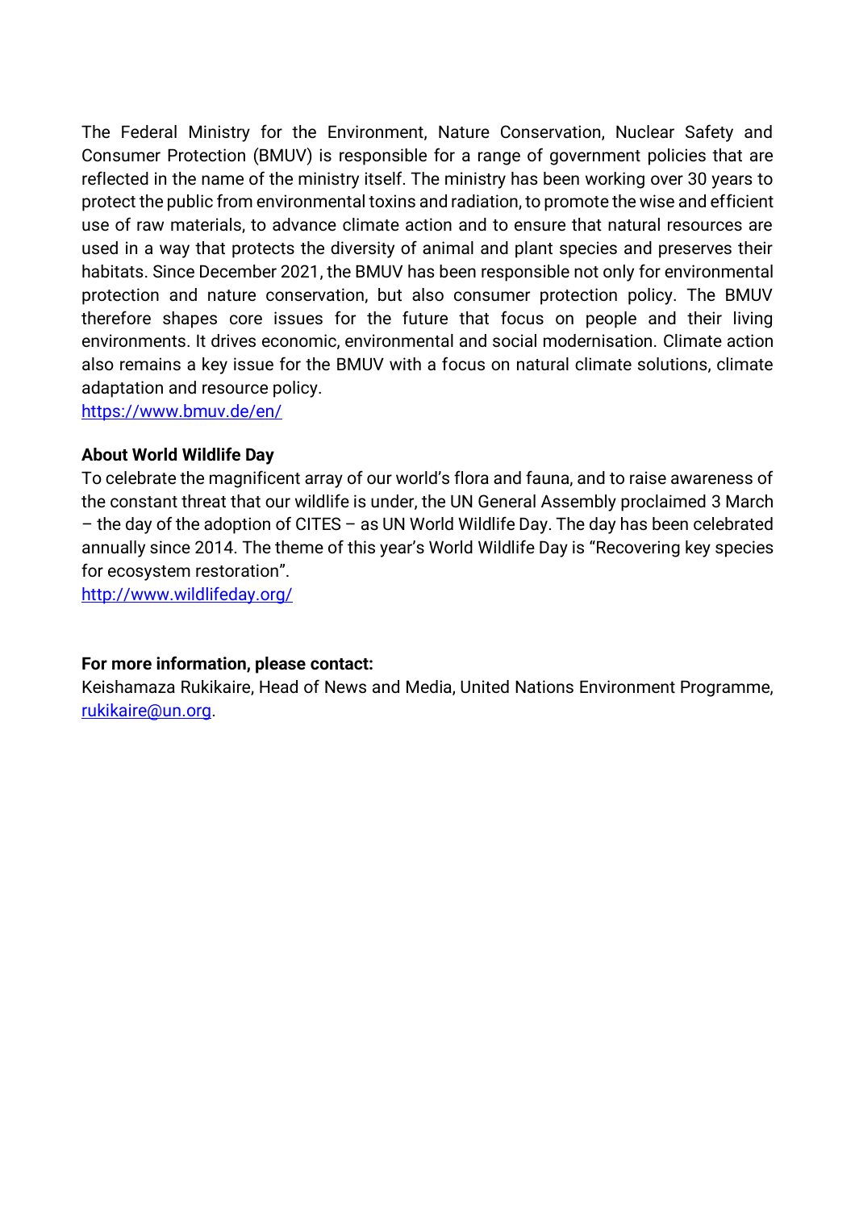The Federal Ministry for the Environment, Nature Conservation, Nuclear Safety and Consumer Protection (BMUV) is responsible for a range of government policies that are reflected in the name of the ministry itself. The ministry has been working over 30 years to protect the public from environmental toxins and radiation, to promote the wise and efficient use of raw materials, to advance climate action and to ensure that natural resources are used in a way that protects the diversity of animal and plant species and preserves their habitats. Since December 2021, the BMUV has been responsible not only for environmental protection and nature conservation, but also consumer protection policy. The BMUV therefore shapes core issues for the future that focus on people and their living environments. It drives economic, environmental and social modernisation. Climate action also remains a key issue for the BMUV with a focus on natural climate solutions, climate adaptation and resource policy.
[https://www.bmuv.de/en/](https://www.bmuv.de/en/)

**About World Wildlife Day**
To celebrate the magnificent array of our world's flora and fauna, and to raise awareness of the constant threat that our wildlife is under, the UN General Assembly proclaimed 3 March – the day of the adoption of CITES – as UN World Wildlife Day. The day has been celebrated annually since 2014. The theme of this year's World Wildlife Day is "Recovering key species for ecosystem restoration".
[http://www.wildlifeday.org/](http://www.wildlifeday.org/)

**For more information, please contact:**
Keishamaza Rukikaire, Head of News and Media, United Nations Environment Programme, [rukikaire@un.org](mailto:rukikaire@un.org).